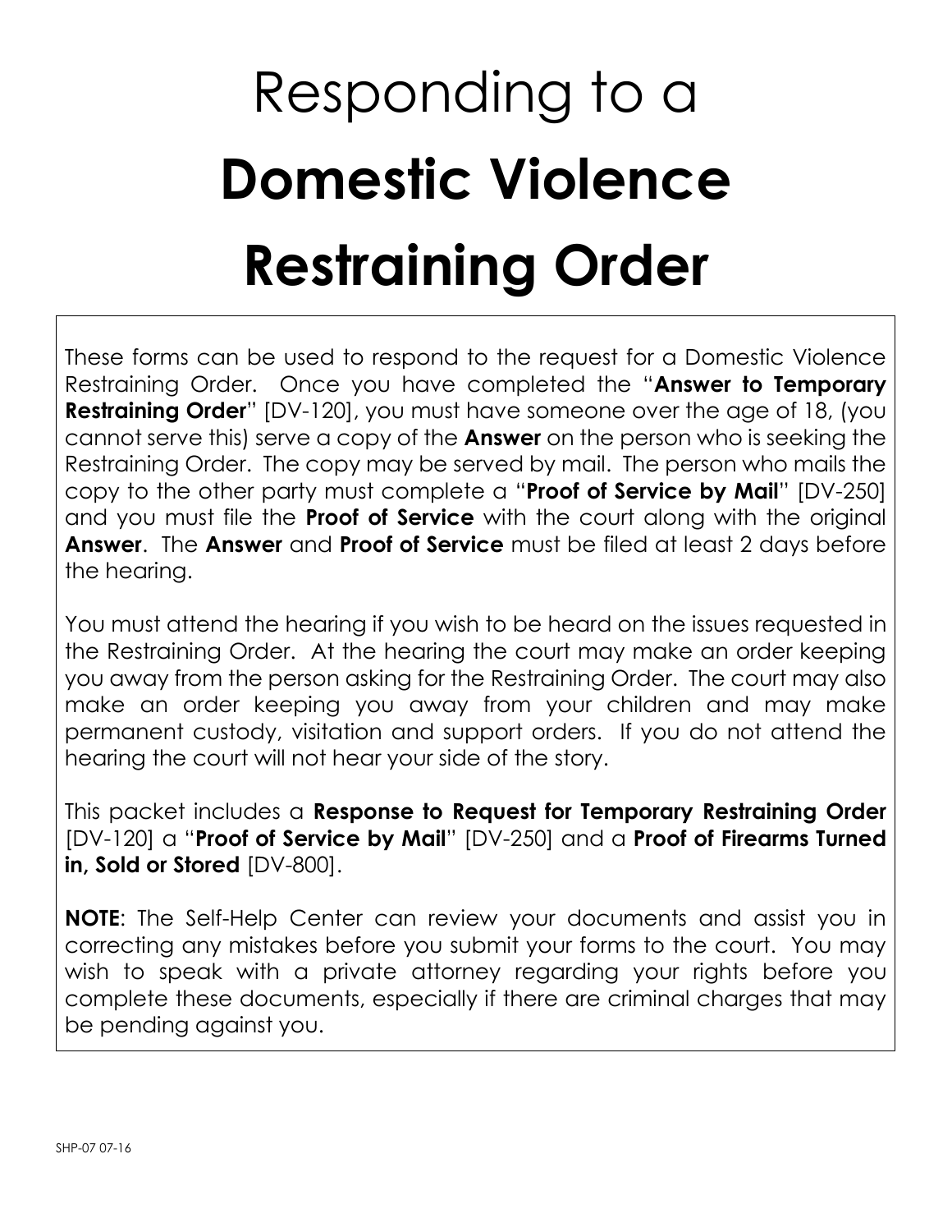# Responding to a **Domestic Violence Restraining Order**

These forms can be used to respond to the request for a Domestic Violence Restraining Order. Once you have completed the "**Answer to Temporary Restraining Order**" [DV-120], you must have someone over the age of 18, (you cannot serve this) serve a copy of the **Answer** on the person who is seeking the Restraining Order. The copy may be served by mail. The person who mails the copy to the other party must complete a "**Proof of Service by Mail**" [DV-250] and you must file the **Proof of Service** with the court along with the original **Answer**. The **Answer** and **Proof of Service** must be filed at least 2 days before the hearing.

You must attend the hearing if you wish to be heard on the issues requested in the Restraining Order. At the hearing the court may make an order keeping you away from the person asking for the Restraining Order. The court may also make an order keeping you away from your children and may make permanent custody, visitation and support orders. If you do not attend the hearing the court will not hear your side of the story.

This packet includes a **Response to Request for Temporary Restraining Order** [DV-120] a "**Proof of Service by Mail**" [DV-250] and a **Proof of Firearms Turned in, Sold or Stored** [DV-800].

**NOTE**: The Self-Help Center can review your documents and assist you in correcting any mistakes before you submit your forms to the court. You may wish to speak with a private attorney regarding your rights before you complete these documents, especially if there are criminal charges that may be pending against you.

SHP-07 07-16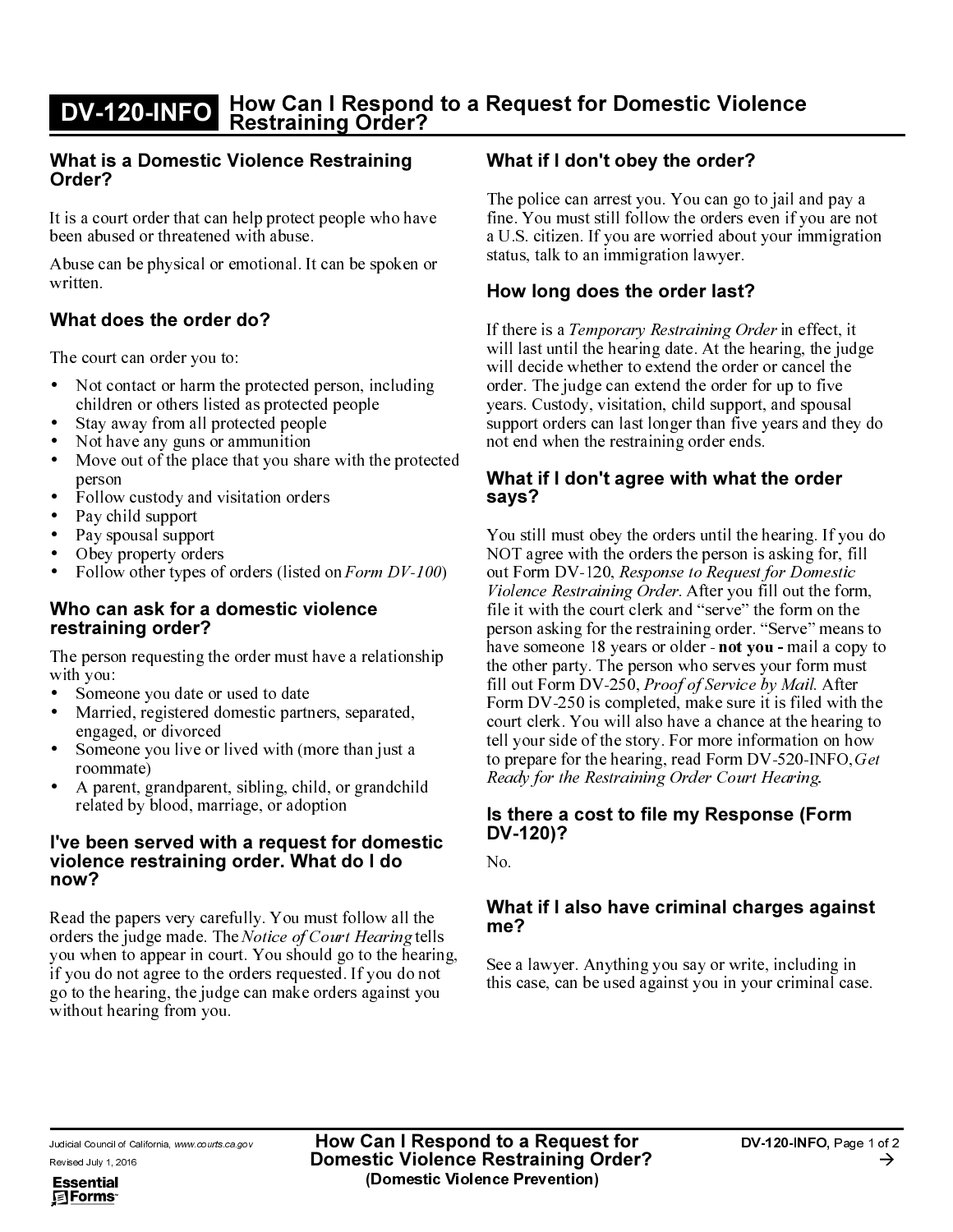# DV-120-INFO How Can I Respond to a Request for Domestic Violence Restraining Order?

## What is a Domestic Violence Restraining Order?

It is a court order that can help protect people who have been abused or threatened with abuse.

Abuse can be physical or emotional. It can be spoken or written.

## What does the order do?

The court can order you to:

- Not contact or harm the protected person, including children or others listed as protected people
- Stay away from all protected people
- Not have any guns or ammunition
- Move out of the place that you share with the protected person
- Follow custody and visitation orders
- Pay child support
- Pay spousal support
- Obey property orders
- Follow other types of orders (listed on *Form DV-100*)

## Who can ask for a domestic violence restraining order?

The person requesting the order must have a relationship with you:

- Someone you date or used to date
- Married, registered domestic partners, separated, engaged, or divorced
- Someone you live or lived with (more than just a roommate)
- A parent, grandparent, sibling, child, or grandchild related by blood, marriage, or adoption

## I've been served with a request for domestic violence restraining order. What do I do now?

Read the papers very carefully. You must follow all the orders the judge made. The *Notice of Court Hearing* tells you when to appear in court. You should go to the hearing, if you do not agree to the orders requested. If you do not go to the hearing, the judge can make orders against you without hearing from you.

## What if I don't obey the order?

The police can arrest you. You can go to jail and pay a fine. You must still follow the orders even if you are not a U.S. citizen. If you are worried about your immigration status, talk to an immigration lawyer.

## How long does the order last?

If there is a *Temporary Restraining Order* in effect, it will last until the hearing date. At the hearing, the judge will decide whether to extend the order or cancel the order. The judge can extend the order for up to five years. Custody, visitation, child support, and spousal support orders can last longer than five years and they do not end when the restraining order ends.

## What if I don't agree with what the order says?

You still must obey the orders until the hearing. If you do NOT agree with the orders the person is asking for, fill out Form DV-120, *Response to Request for Domestic Violence Restraining Order*. After you fill out the form, file it with the court clerk and "serve" the form on the person asking for the restraining order. "Serve" means to have someone 18 years or older - **not you -** mail a copy to the other party. The person who serves your form must fill out Form DV-250, *Proof of Service by Mail*. After Form DV-250 is completed, make sure it is filed with the court clerk. You will also have a chance at the hearing to tell your side of the story. For more information on how to prepare for the hearing, read Form DV-520-INFO, *Get Ready for the Restraining Order Court Hearing*.

## Is there a cost to file my Response (Form DV-120)?

No.

## What if I also have criminal charges against me?

See a lawyer. Anything you say or write, including in this case, can be used against you in your criminal case.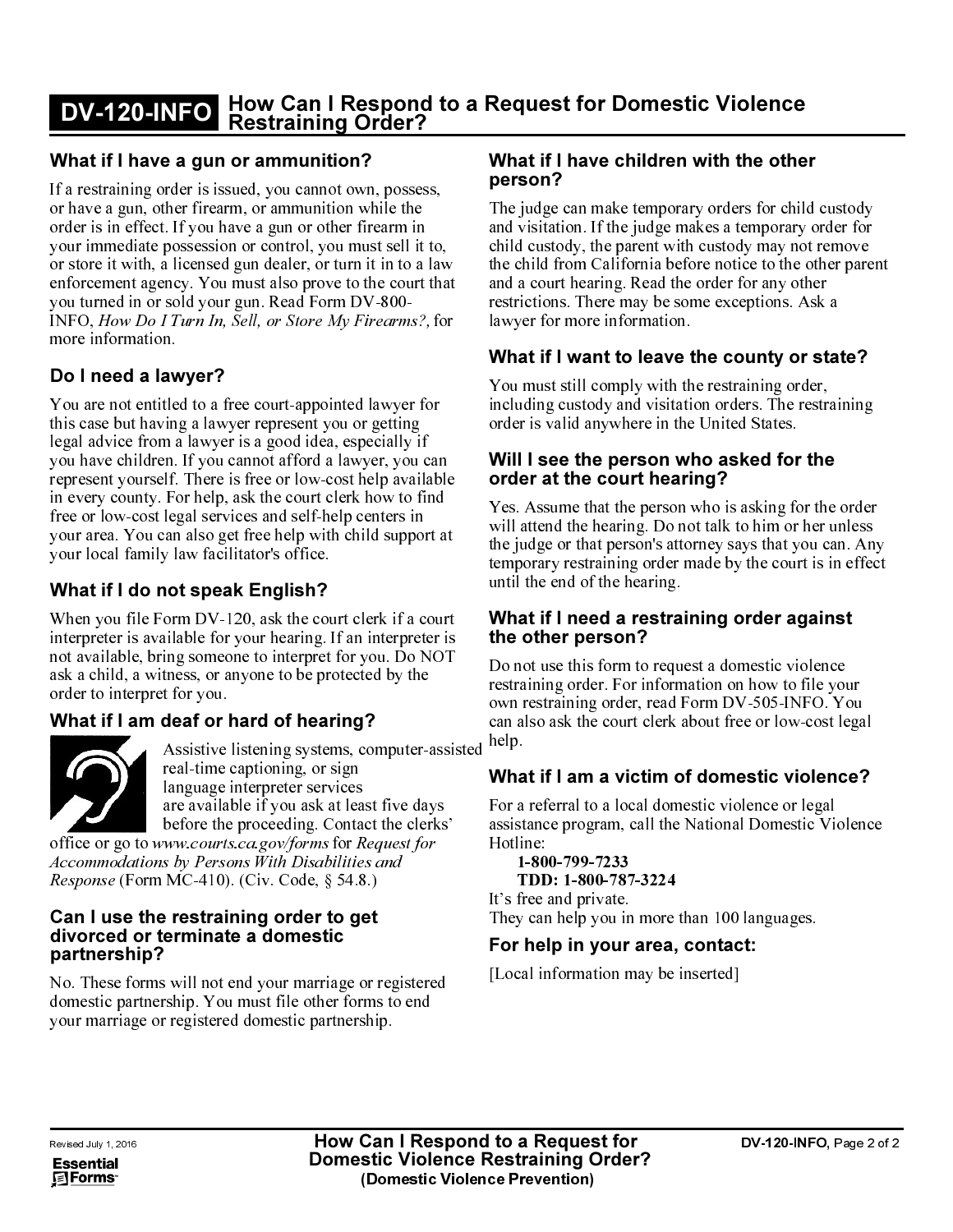# DV-120-INFO How Can I Respond to a Request for Domestic Violence Restraining Order?

## What if I have a gun or ammunition?

If a restraining order is issued, you cannot own, possess, or have a gun, other firearm, or ammunition while the order is in effect. If you have a gun or other firearm in your immediate possession or control, you must sell it to, or store it with, a licensed gun dealer, or turn it in to a law enforcement agency. You must also prove to the court that you turned in or sold your gun. Read Form DV-800-INFO, *How Do I Turn In, Sell, or Store My Firearms?*, for more information.

## Do I need a lawyer?

You are not entitled to a free court-appointed lawyer for this case but having a lawyer represent you or getting legal advice from a lawyer is a good idea, especially if you have children. If you cannot afford a lawyer, you can represent yourself. There is free or low-cost help available in every county. For help, ask the court clerk how to find free or low-cost legal services and self-help centers in your area. You can also get free help with child support at your local family law facilitator's office.

## What if I do not speak English?

When you file Form DV-120, ask the court clerk if a court interpreter is available for your hearing. If an interpreter is not available, bring someone to interpret for you. Do NOT ask a child, a witness, or anyone to be protected by the order to interpret for you.

## What if I am deaf or hard of hearing?

Assistive listening systems, computer-assisted real-time captioning, or sign language interpreter services are available if you ask at least five days before the proceeding. Contact the clerks' office or go to *www.courts.ca.gov/forms* for *Request for Accommodations by Persons With Disabilities and Response* (Form MC-410). (Civ. Code, § 54.8.)

## Can I use the restraining order to get divorced or terminate a domestic partnership?

No. These forms will not end your marriage or registered domestic partnership. You must file other forms to end your marriage or registered domestic partnership.

## What if I have children with the other person?

The judge can make temporary orders for child custody and visitation. If the judge makes a temporary order for child custody, the parent with custody may not remove the child from California before notice to the other parent and a court hearing. Read the order for any other restrictions. There may be some exceptions. Ask a lawyer for more information.

## What if I want to leave the county or state?

You must still comply with the restraining order, including custody and visitation orders. The restraining order is valid anywhere in the United States.

## Will I see the person who asked for the order at the court hearing?

Yes. Assume that the person who is asking for the order will attend the hearing. Do not talk to him or her unless the judge or that person's attorney says that you can. Any temporary restraining order made by the court is in effect until the end of the hearing.

## What if I need a restraining order against the other person?

Do not use this form to request a domestic violence restraining order. For information on how to file your own restraining order, read Form DV-505-INFO. You can also ask the court clerk about free or low-cost legal help.

## What if I am a victim of domestic violence?

For a referral to a local domestic violence or legal assistance program, call the National Domestic Violence Hotline:

**1-800-799-7233**
**TDD: 1-800-787-3224**

It's free and private.
They can help you in more than 100 languages.

## For help in your area, contact:

[Local information may be inserted]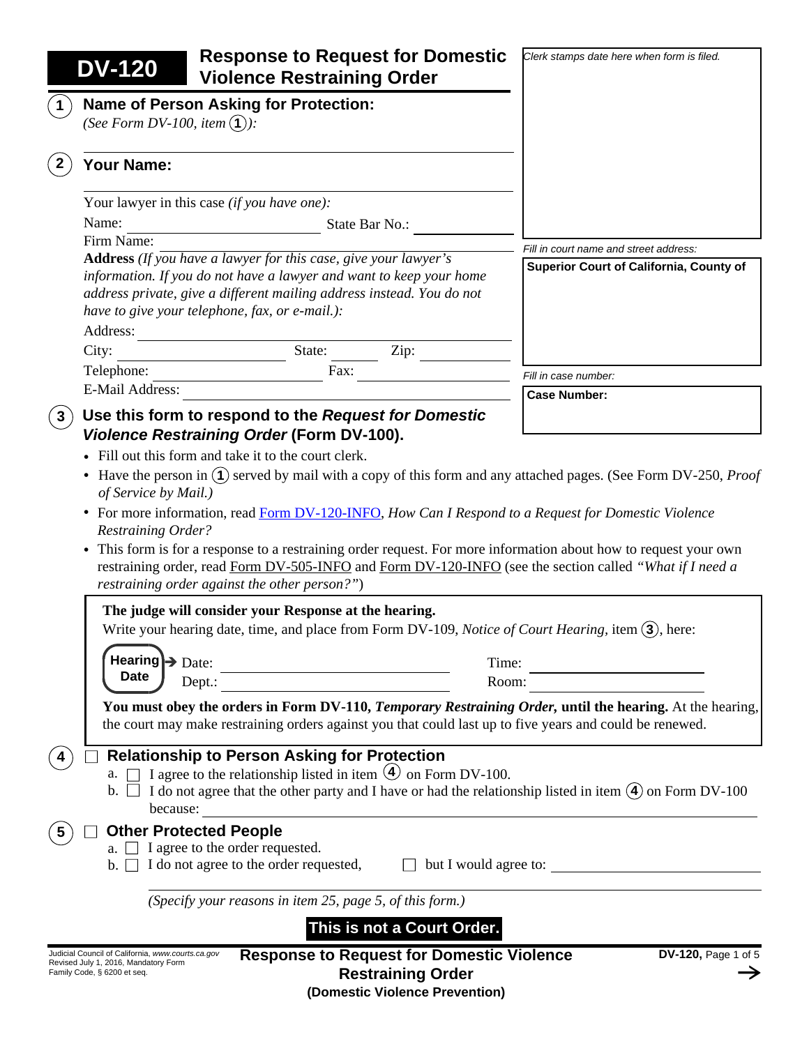# DV-120 Response to Request for Domestic Violence Restraining Order

*Clerk stamps date here when form is filed.*

*Fill in court name and street address:*

**Superior Court of California, County of**

*Fill in case number:*

**Case Number:**

**1** **Name of Person Asking for Protection:**
*(See Form DV-100, item 1):*

**2** **Your Name:**

Your lawyer in this case *(if you have one)*:

Name: ______________________ State Bar No.: ______________

Firm Name: ______________________

**Address** *(If you have a lawyer for this case, give your lawyer's information. If you do not have a lawyer and want to keep your home address private, give a different mailing address instead. You do not have to give your telephone, fax, or e-mail.)*:

Address: ______________________

City: ______________ State: ______ Zip: ________

Telephone: ______________ Fax: ______________

E-Mail Address: ______________________

**3** **Use this form to respond to the *Request for Domestic Violence Restraining Order* (Form DV-100).**

- Fill out this form and take it to the court clerk.
- Have the person in 1 served by mail with a copy of this form and any attached pages. (See Form DV-250, *Proof of Service by Mail.)*
- For more information, read Form DV-120-INFO, *How Can I Respond to a Request for Domestic Violence Restraining Order?*
- This form is for a response to a restraining order request. For more information about how to request your own restraining order, read Form DV-505-INFO and Form DV-120-INFO (see the section called *"What if I need a restraining order against the other person?"*)

**The judge will consider your Response at the hearing.**
Write your hearing date, time, and place from Form DV-109, *Notice of Court Hearing,* item 3, here:

**Hearing Date** → Date: ______________ Time: ______________
Dept.: ______________ Room: ______________

**You must obey the orders in Form DV-110, *Temporary Restraining Order,* until the hearing.** At the hearing, the court may make restraining orders against you that could last up to five years and could be renewed.

**4** ☐ **Relationship to Person Asking for Protection**

a. ☐ I agree to the relationship listed in item 4 on Form DV-100.

b. ☐ I do not agree that the other party and I have or had the relationship listed in item 4 on Form DV-100 because: ______________________

**5** ☐ **Other Protected People**

a. ☐ I agree to the order requested.

b. ☐ I do not agree to the order requested, ☐ but I would agree to: ______________________

*(Specify your reasons in item 25, page 5, of this form.)*

**This is not a Court Order.**

Judicial Council of California, *www.courts.ca.gov*
Revised July 1, 2016, Mandatory Form
Family Code, § 6200 et seq.

**Response to Request for Domestic Violence Restraining Order**
**(Domestic Violence Prevention)**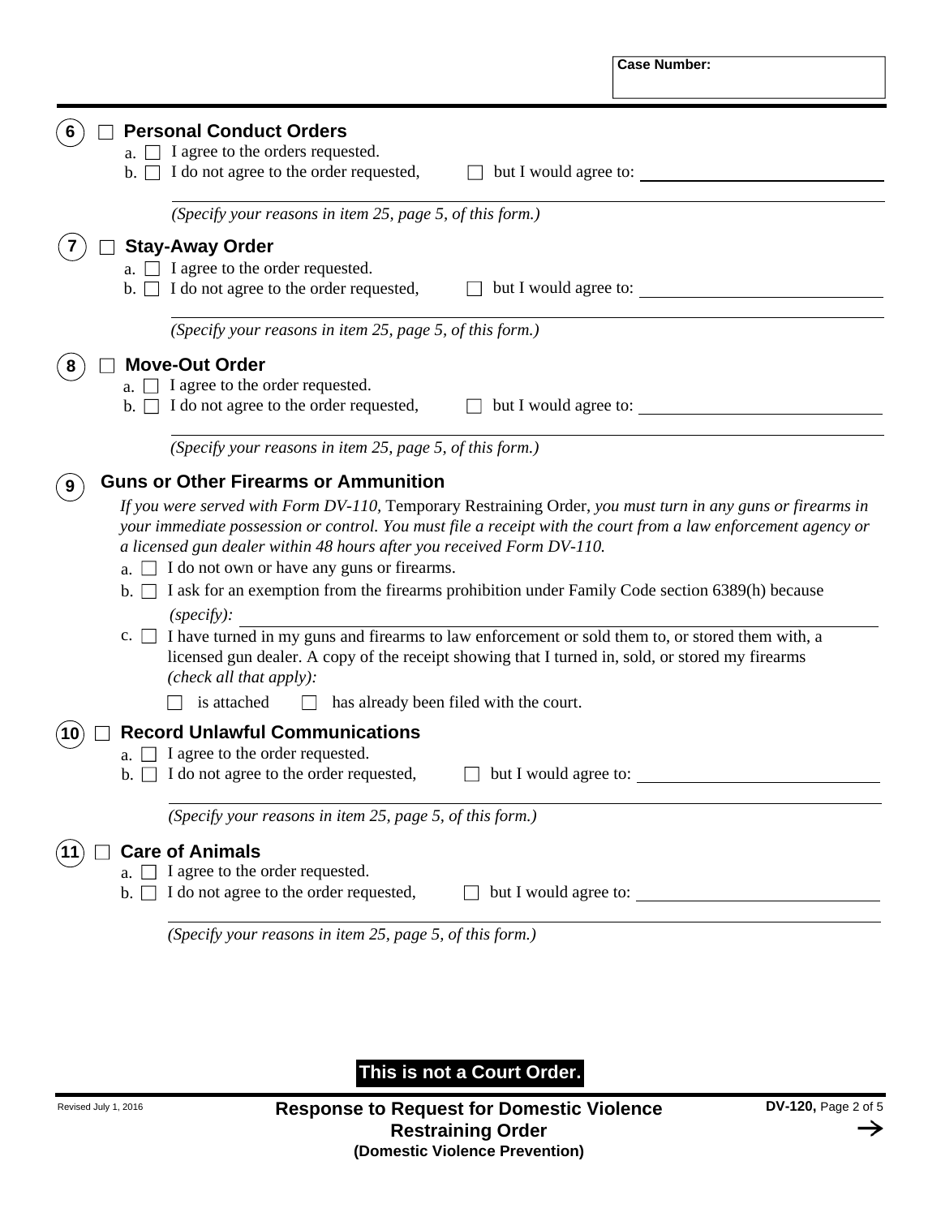Case Number:

**6** ☐ **Personal Conduct Orders**

a. ☐ I agree to the orders requested.

b. ☐ I do not agree to the order requested, ☐ but I would agree to: \_\_\_\_\_\_\_\_\_\_\_\_\_\_\_\_\_\_\_\_

*(Specify your reasons in item 25, page 5, of this form.)*

**7** ☐ **Stay-Away Order**

a. ☐ I agree to the order requested.

b. ☐ I do not agree to the order requested, ☐ but I would agree to: \_\_\_\_\_\_\_\_\_\_\_\_\_\_\_\_\_\_\_\_

*(Specify your reasons in item 25, page 5, of this form.)*

**8** ☐ **Move-Out Order**

a. ☐ I agree to the order requested.

b. ☐ I do not agree to the order requested, ☐ but I would agree to: \_\_\_\_\_\_\_\_\_\_\_\_\_\_\_\_\_\_\_\_

*(Specify your reasons in item 25, page 5, of this form.)*

**9** **Guns or Other Firearms or Ammunition**

*If you were served with Form DV-110,* Temporary Restraining Order, *you must turn in any guns or firearms in your immediate possession or control. You must file a receipt with the court from a law enforcement agency or a licensed gun dealer within 48 hours after you received Form DV-110.*

a. ☐ I do not own or have any guns or firearms.

b. ☐ I ask for an exemption from the firearms prohibition under Family Code section 6389(h) because *(specify):* \_\_\_\_\_\_\_\_\_\_\_\_\_\_\_\_\_\_\_\_

c. ☐ I have turned in my guns and firearms to law enforcement or sold them to, or stored them with, a licensed gun dealer. A copy of the receipt showing that I turned in, sold, or stored my firearms *(check all that apply):*

☐ is attached ☐ has already been filed with the court.

**10** ☐ **Record Unlawful Communications**

a. ☐ I agree to the order requested.

b. ☐ I do not agree to the order requested, ☐ but I would agree to: \_\_\_\_\_\_\_\_\_\_\_\_\_\_\_\_\_\_\_\_

*(Specify your reasons in item 25, page 5, of this form.)*

**11** ☐ **Care of Animals**

a. ☐ I agree to the order requested.

b. ☐ I do not agree to the order requested, ☐ but I would agree to: \_\_\_\_\_\_\_\_\_\_\_\_\_\_\_\_\_\_\_\_

*(Specify your reasons in item 25, page 5, of this form.)*

**This is not a Court Order.**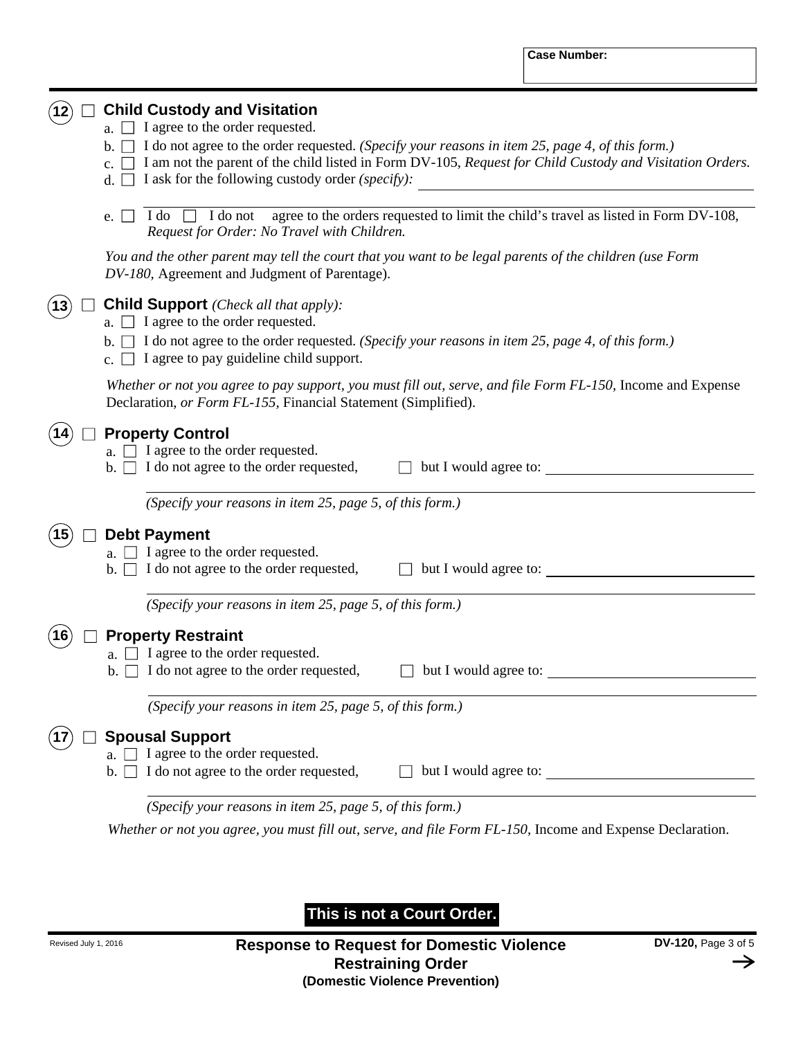Case Number:

**12** ☐ **Child Custody and Visitation**

a. ☐ I agree to the order requested.

b. ☐ I do not agree to the order requested. *(Specify your reasons in item 25, page 4, of this form.)*

c. ☐ I am not the parent of the child listed in Form DV-105, *Request for Child Custody and Visitation Orders.*

d. ☐ I ask for the following custody order *(specify):* ______________________

e. ☐ ☐ I do ☐ I do not agree to the orders requested to limit the child's travel as listed in Form DV-108, *Request for Order: No Travel with Children.*

*You and the other parent may tell the court that you want to be legal parents of the children (use Form DV-180,* Agreement and Judgment of Parentage).

**13** ☐ **Child Support** *(Check all that apply):*

a. ☐ I agree to the order requested.

b. ☐ I do not agree to the order requested. *(Specify your reasons in item 25, page 4, of this form.)*

c. ☐ I agree to pay guideline child support.

*Whether or not you agree to pay support, you must fill out, serve, and file Form FL-150,* Income and Expense Declaration, *or Form FL-155,* Financial Statement (Simplified).

**14** ☐ **Property Control**

a. ☐ I agree to the order requested.

b. ☐ I do not agree to the order requested, ☐ but I would agree to: ______________________

*(Specify your reasons in item 25, page 5, of this form.)*

**15** ☐ **Debt Payment**

a. ☐ I agree to the order requested.

b. ☐ I do not agree to the order requested, ☐ but I would agree to: ______________________

*(Specify your reasons in item 25, page 5, of this form.)*

**16** ☐ **Property Restraint**

a. ☐ I agree to the order requested.

b. ☐ I do not agree to the order requested, ☐ but I would agree to: ______________________

*(Specify your reasons in item 25, page 5, of this form.)*

**17** ☐ **Spousal Support**

a. ☐ I agree to the order requested.

b. ☐ I do not agree to the order requested, ☐ but I would agree to: ______________________

*(Specify your reasons in item 25, page 5, of this form.)*

*Whether or not you agree, you must fill out, serve, and file Form FL-150,* Income and Expense Declaration.

**This is not a Court Order.**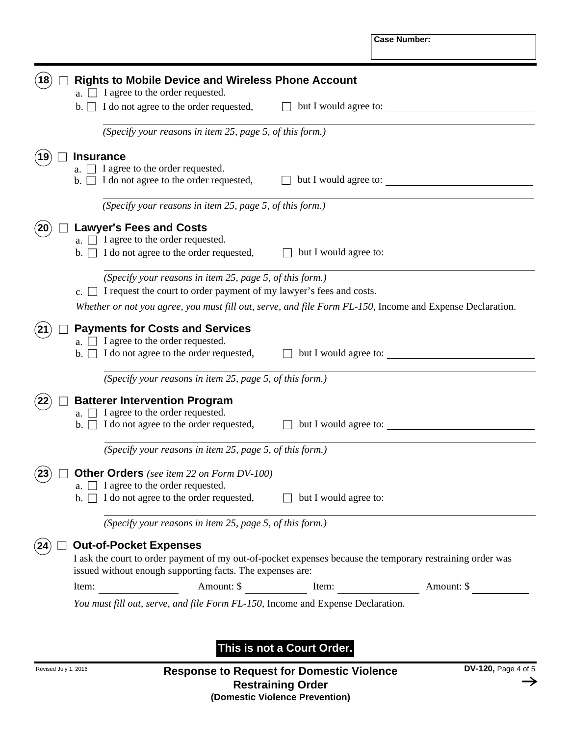Case Number:

## 18 ☐ Rights to Mobile Device and Wireless Phone Account

a. ☐ I agree to the order requested.

b. ☐ I do not agree to the order requested, ☐ but I would agree to: ____________________

*(Specify your reasons in item 25, page 5, of this form.)*

## 19 ☐ Insurance

a. ☐ I agree to the order requested.

b. ☐ I do not agree to the order requested, ☐ but I would agree to: ____________________

*(Specify your reasons in item 25, page 5, of this form.)*

## 20 ☐ Lawyer's Fees and Costs

a. ☐ I agree to the order requested.

b. ☐ I do not agree to the order requested, ☐ but I would agree to: ____________________

*(Specify your reasons in item 25, page 5, of this form.)*

c. ☐ I request the court to order payment of my lawyer's fees and costs.

*Whether or not you agree, you must fill out, serve, and file Form FL-150,* Income and Expense Declaration.

## 21 ☐ Payments for Costs and Services

a. ☐ I agree to the order requested.

b. ☐ I do not agree to the order requested, ☐ but I would agree to: ____________________

*(Specify your reasons in item 25, page 5, of this form.)*

## 22 ☐ Batterer Intervention Program

a. ☐ I agree to the order requested.

b. ☐ I do not agree to the order requested, ☐ but I would agree to: ____________________

*(Specify your reasons in item 25, page 5, of this form.)*

## 23 ☐ Other Orders *(see item 22 on Form DV-100)*

a. ☐ I agree to the order requested.

b. ☐ I do not agree to the order requested, ☐ but I would agree to: ____________________

*(Specify your reasons in item 25, page 5, of this form.)*

## 24 ☐ Out-of-Pocket Expenses

I ask the court to order payment of my out-of-pocket expenses because the temporary restraining order was issued without enough supporting facts. The expenses are:

Item: ____________ Amount: $ ____________ Item: ____________ Amount: $ ____________

*You must fill out, serve, and file Form FL-150,* Income and Expense Declaration.

**This is not a Court Order.**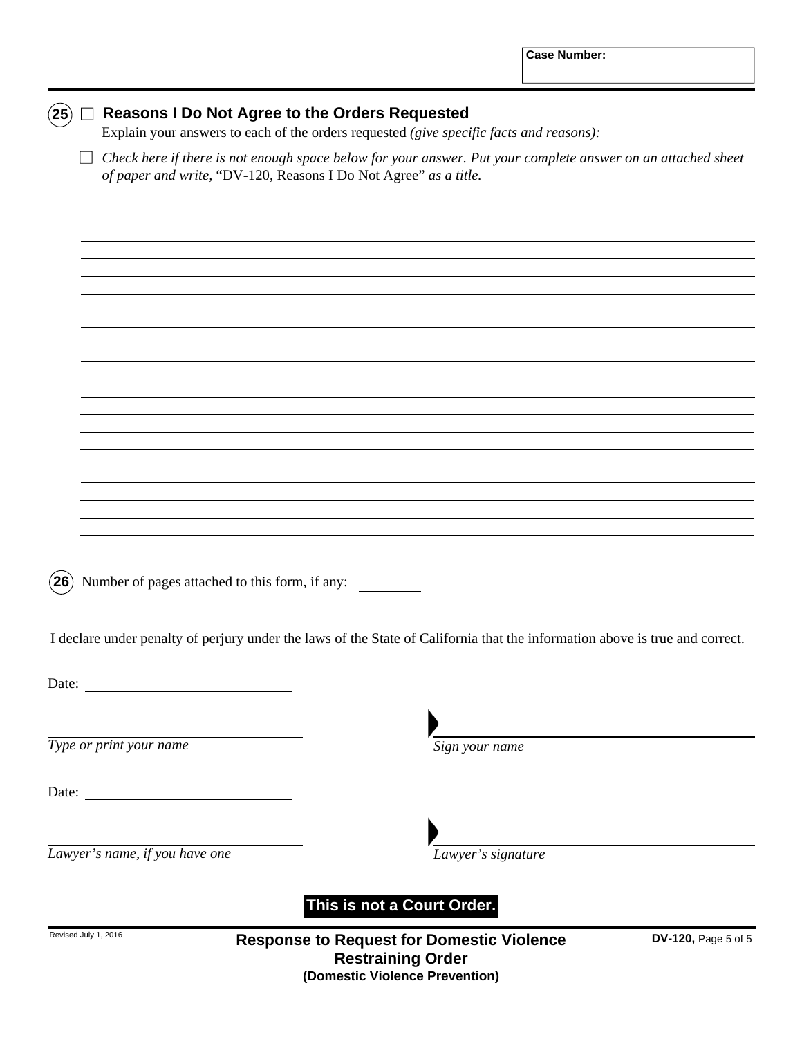Case Number:

## 25 ☐ Reasons I Do Not Agree to the Orders Requested

Explain your answers to each of the orders requested *(give specific facts and reasons):*

☐ *Check here if there is not enough space below for your answer. Put your complete answer on an attached sheet of paper and write,* "DV-120, Reasons I Do Not Agree" *as a title.*

______________________________________________________________________

______________________________________________________________________

______________________________________________________________________

______________________________________________________________________

______________________________________________________________________

______________________________________________________________________

______________________________________________________________________

______________________________________________________________________

______________________________________________________________________

______________________________________________________________________

______________________________________________________________________

______________________________________________________________________

______________________________________________________________________

______________________________________________________________________

______________________________________________________________________

______________________________________________________________________

______________________________________________________________________

______________________________________________________________________

______________________________________________________________________

______________________________________________________________________

**26** Number of pages attached to this form, if any: ________

I declare under penalty of perjury under the laws of the State of California that the information above is true and correct.

Date: ____________________________

____________________________ ▶ ____________________________

*Type or print your name* *Sign your name*

Date: ____________________________

____________________________ ▶ ____________________________

*Lawyer's name, if you have one* *Lawyer's signature*

**This is not a Court Order.**

Revised July 1, 2016

**Response to Request for Domestic Violence Restraining Order**
**(Domestic Violence Prevention)**

**DV-120,** Page 5 of 5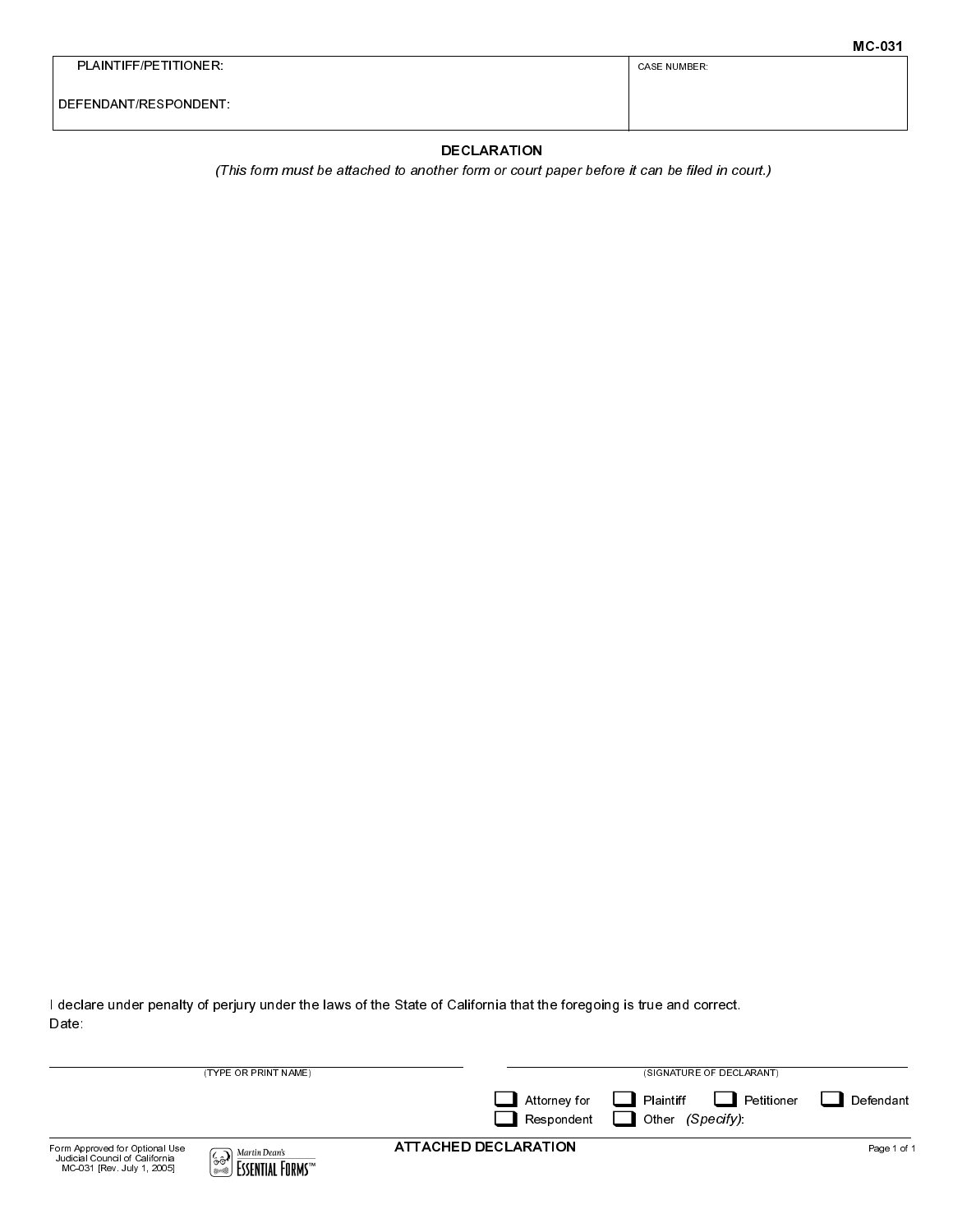MC-031

| PLAINTIFF/PETITIONER: | CASE NUMBER: |
| --- | --- |
| DEFENDANT/RESPONDENT: | |

## DECLARATION

*(This form must be attached to another form or court paper before it can be filed in court.)*

I declare under penalty of perjury under the laws of the State of California that the foregoing is true and correct.

Date:

\_\_\_\_\_\_\_\_\_\_\_\_\_\_\_\_\_\_\_\_\_\_\_\_\_\_\_\_\_\_ (TYPE OR PRINT NAME)

\_\_\_\_\_\_\_\_\_\_\_\_\_\_\_\_\_\_\_\_\_\_\_\_\_\_\_\_\_\_ (SIGNATURE OF DECLARANT)

☐ Attorney for ☐ Plaintiff ☐ Petitioner ☐ Defendant
☐ Respondent ☐ Other *(Specify)*:

Form Approved for Optional Use
Judicial Council of California
MC-031 [Rev. July 1, 2005]

Martin Dean's Essential Forms™

**ATTACHED DECLARATION**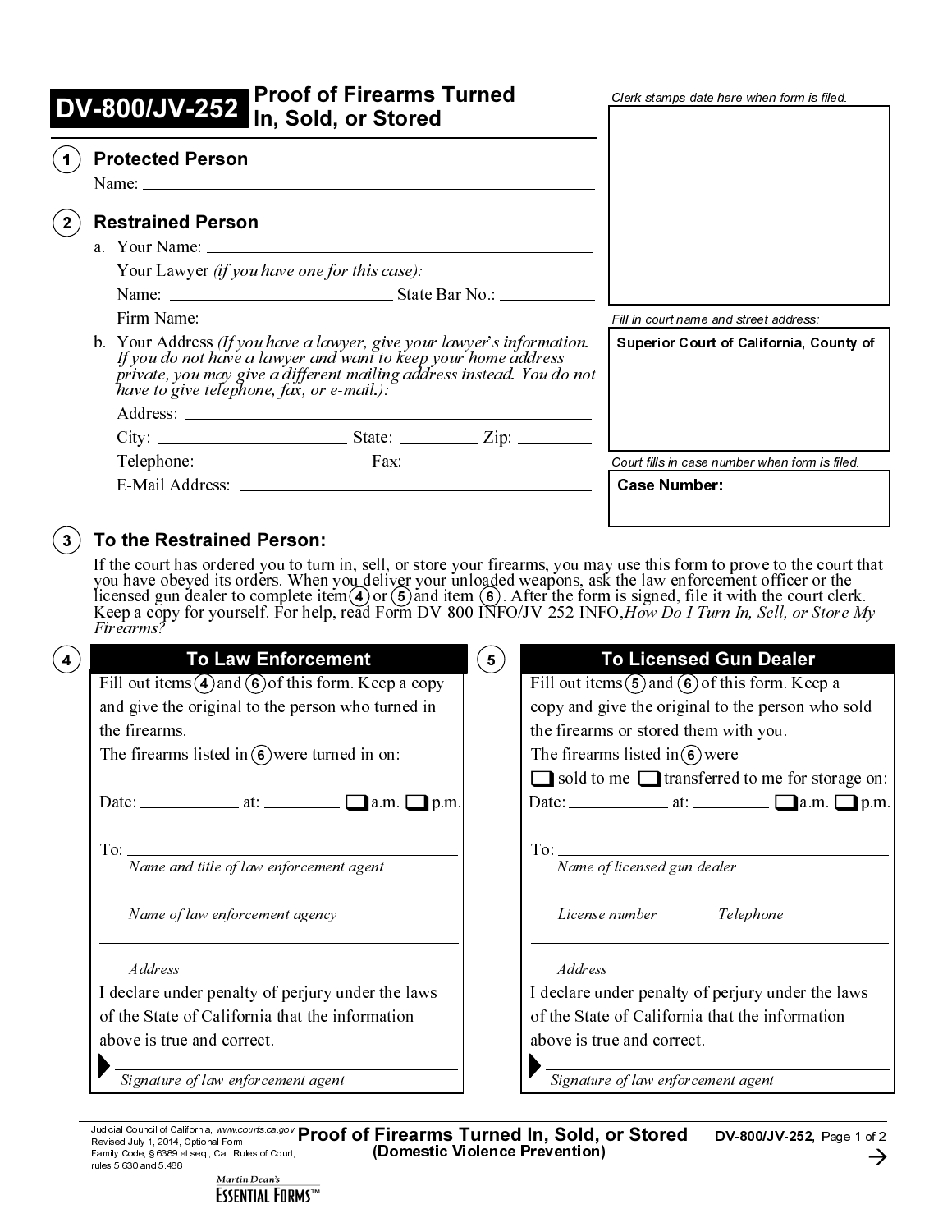# DV-800/JV-252 Proof of Firearms Turned In, Sold, or Stored

*Clerk stamps date here when form is filed.*

*Fill in court name and street address:*

**Superior Court of California, County of**

*Court fills in case number when form is filed.*

**Case Number:**

## ① Protected Person

Name: ______________________________

## ② Restrained Person

a. Your Name: ______________________________

Your Lawyer *(if you have one for this case):*

Name: ____________________ State Bar No.: __________

Firm Name: ______________________________

b. Your Address *(If you have a lawyer, give your lawyer's information. If you do not have a lawyer and want to keep your home address private, you may give a different mailing address instead. You do not have to give telephone, fax, or e-mail.):*

Address: ______________________________

City: ______________ State: ________ Zip: ________

Telephone: ______________ Fax: ______________

E-Mail Address: ______________________________

## ③ To the Restrained Person:

If the court has ordered you to turn in, sell, or store your firearms, you may use this form to prove to the court that you have obeyed its orders. When you deliver your unloaded weapons, ask the law enforcement officer or the licensed gun dealer to complete item ④ or ⑤ and item ⑥. After the form is signed, file it with the court clerk. Keep a copy for yourself. For help, read Form DV-800-INFO/JV-252-INFO, *How Do I Turn In, Sell, or Store My Firearms?*

## ④ To Law Enforcement

Fill out items ④ and ⑥ of this form. Keep a copy and give the original to the person who turned in the firearms.

The firearms listed in ⑥ were turned in on:

Date: __________ at: __________ ☐ a.m. ☐ p.m.

To: ______________________________
*Name and title of law enforcement agent*

______________________________
*Name of law enforcement agency*

______________________________
______________________________
*Address*

I declare under penalty of perjury under the laws of the State of California that the information above is true and correct.

▶ ______________________________
*Signature of law enforcement agent*

## ⑤ To Licensed Gun Dealer

Fill out items ⑤ and ⑥ of this form. Keep a copy and give the original to the person who sold the firearms or stored them with you.

The firearms listed in ⑥ were

☐ sold to me ☐ transferred to me for storage on:

Date: __________ at: __________ ☐ a.m. ☐ p.m.

To: ______________________________
*Name of licensed gun dealer*

______________ ______________
*License number* *Telephone*

______________________________
______________________________
*Address*

I declare under penalty of perjury under the laws of the State of California that the information above is true and correct.

▶ ______________________________
*Signature of law enforcement agent*

Judicial Council of California, www.courts.ca.gov
Revised July 1, 2014, Optional Form
Family Code, § 6389 et seq., Cal. Rules of Court, rules 5.630 and 5.488

**Proof of Firearms Turned In, Sold, or Stored**
**(Domestic Violence Prevention)**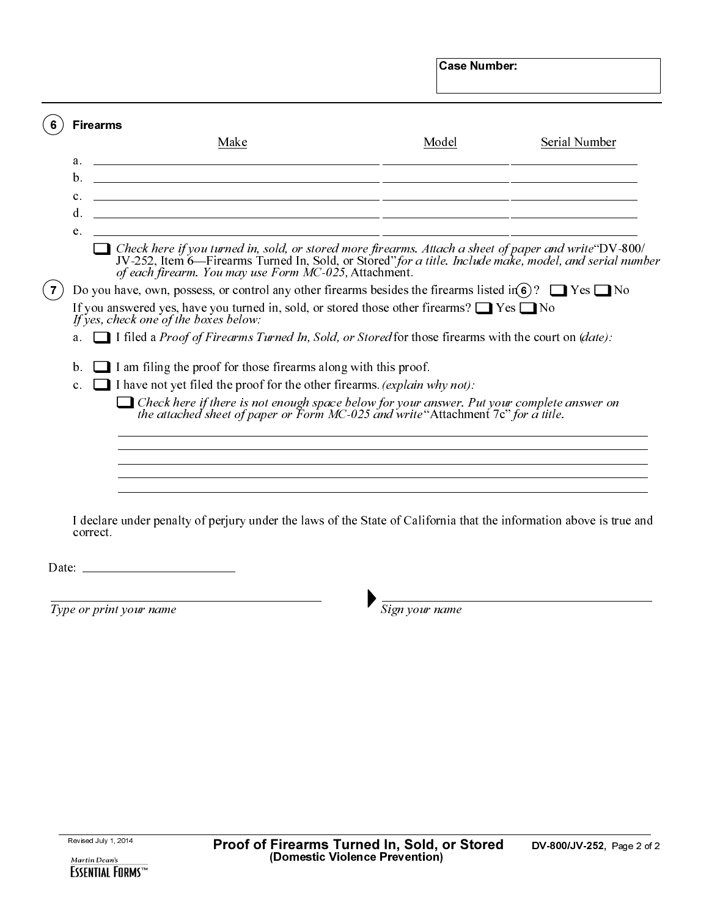**Case Number:**

**6 Firearms**

| | Make | Model | Serial Number |
|---|---|---|---|
| a. | | | |
| b. | | | |
| c. | | | |
| d. | | | |
| e. | | | |

☐ *Check here if you turned in, sold, or stored more firearms. Attach a sheet of paper and write* "DV-800/JV-252, Item 6—Firearms Turned In, Sold, or Stored" *for a title. Include make, model, and serial number of each firearm. You may use Form MC-025,* Attachment.

**7** Do you have, own, possess, or control any other firearms besides the firearms listed in (6)? ☐ Yes ☐ No

If you answered yes, have you turned in, sold, or stored those other firearms? ☐ Yes ☐ No
*If yes, check one of the boxes below:*

a. ☐ I filed a *Proof of Firearms Turned In, Sold, or Stored* for those firearms with the court on (*date):*

b. ☐ I am filing the proof for those firearms along with this proof.

c. ☐ I have not yet filed the proof for the other firearms. *(explain why not):*

☐ *Check here if there is not enough space below for your answer. Put your complete answer on the attached sheet of paper or Form MC-025 and write* "Attachment 7c" *for a title.*

I declare under penalty of perjury under the laws of the State of California that the information above is true and correct.

Date: ______________________

______________________________ 
*Type or print your name*

▶ ______________________________ 
*Sign your name*

Revised July 1, 2014

**Proof of Firearms Turned In, Sold, or Stored**
**(Domestic Violence Prevention)**

**DV-800/JV-252**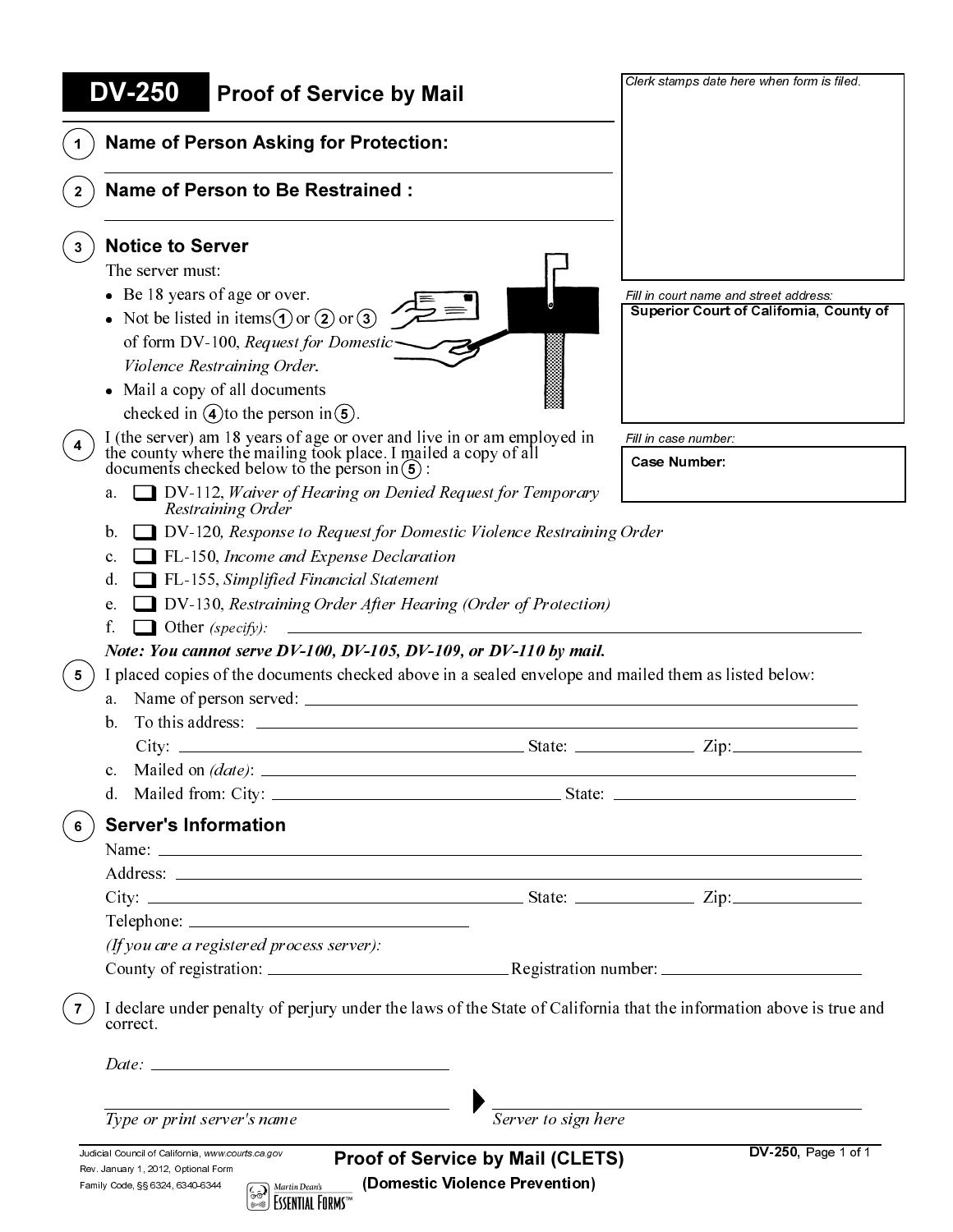# DV-250 Proof of Service by Mail

Clerk stamps date here when form is filed.

Fill in court name and street address:

**Superior Court of California, County of**

Fill in case number:

**Case Number:**

**1** **Name of Person Asking for Protection:**

**2** **Name of Person to Be Restrained :**

**3** **Notice to Server**

The server must:

- Be 18 years of age or over.
- Not be listed in items 1 or 2 or 3 of form DV-100, *Request for Domestic Violence Restraining Order*.
- Mail a copy of all documents checked in 4 to the person in 5.

**4** I (the server) am 18 years of age or over and live in or am employed in the county where the mailing took place. I mailed a copy of all documents checked below to the person in 5 :

a. ☐ DV-112, *Waiver of Hearing on Denied Request for Temporary Restraining Order*

b. ☐ DV-120, *Response to Request for Domestic Violence Restraining Order*

c. ☐ FL-150, *Income and Expense Declaration*

d. ☐ FL-155, *Simplified Financial Statement*

e. ☐ DV-130, *Restraining Order After Hearing (Order of Protection)*

f. ☐ Other *(specify)*: \_\_\_\_\_\_\_\_\_\_

***Note: You cannot serve DV-100, DV-105, DV-109, or DV-110 by mail.***

**5** I placed copies of the documents checked above in a sealed envelope and mailed them as listed below:

a. Name of person served: \_\_\_\_\_\_\_\_\_\_

b. To this address: \_\_\_\_\_\_\_\_\_\_

City: \_\_\_\_\_\_\_\_\_\_ State: \_\_\_\_\_\_\_\_\_\_ Zip: \_\_\_\_\_\_\_\_\_\_

c. Mailed on *(date)*: \_\_\_\_\_\_\_\_\_\_

d. Mailed from: City: \_\_\_\_\_\_\_\_\_\_ State: \_\_\_\_\_\_\_\_\_\_

**6** **Server's Information**

Name: \_\_\_\_\_\_\_\_\_\_

Address: \_\_\_\_\_\_\_\_\_\_

City: \_\_\_\_\_\_\_\_\_\_ State: \_\_\_\_\_\_\_\_\_\_ Zip: \_\_\_\_\_\_\_\_\_\_

Telephone: \_\_\_\_\_\_\_\_\_\_

*(If you are a registered process server):*

County of registration: \_\_\_\_\_\_\_\_\_\_ Registration number: \_\_\_\_\_\_\_\_\_\_

**7** I declare under penalty of perjury under the laws of the State of California that the information above is true and correct.

*Date:* \_\_\_\_\_\_\_\_\_\_

\_\_\_\_\_\_\_\_\_\_ ▶ \_\_\_\_\_\_\_\_\_\_

*Type or print server's name* *Server to sign here*

Judicial Council of California, *www.courts.ca.gov*
Rev. January 1, 2012, Optional Form
Family Code, §§ 6324, 6340-6344

**Proof of Service by Mail (CLETS)**
**(Domestic Violence Prevention)**

**DV-250**, Page 1 of 1

Martin Dean's Essential Forms™